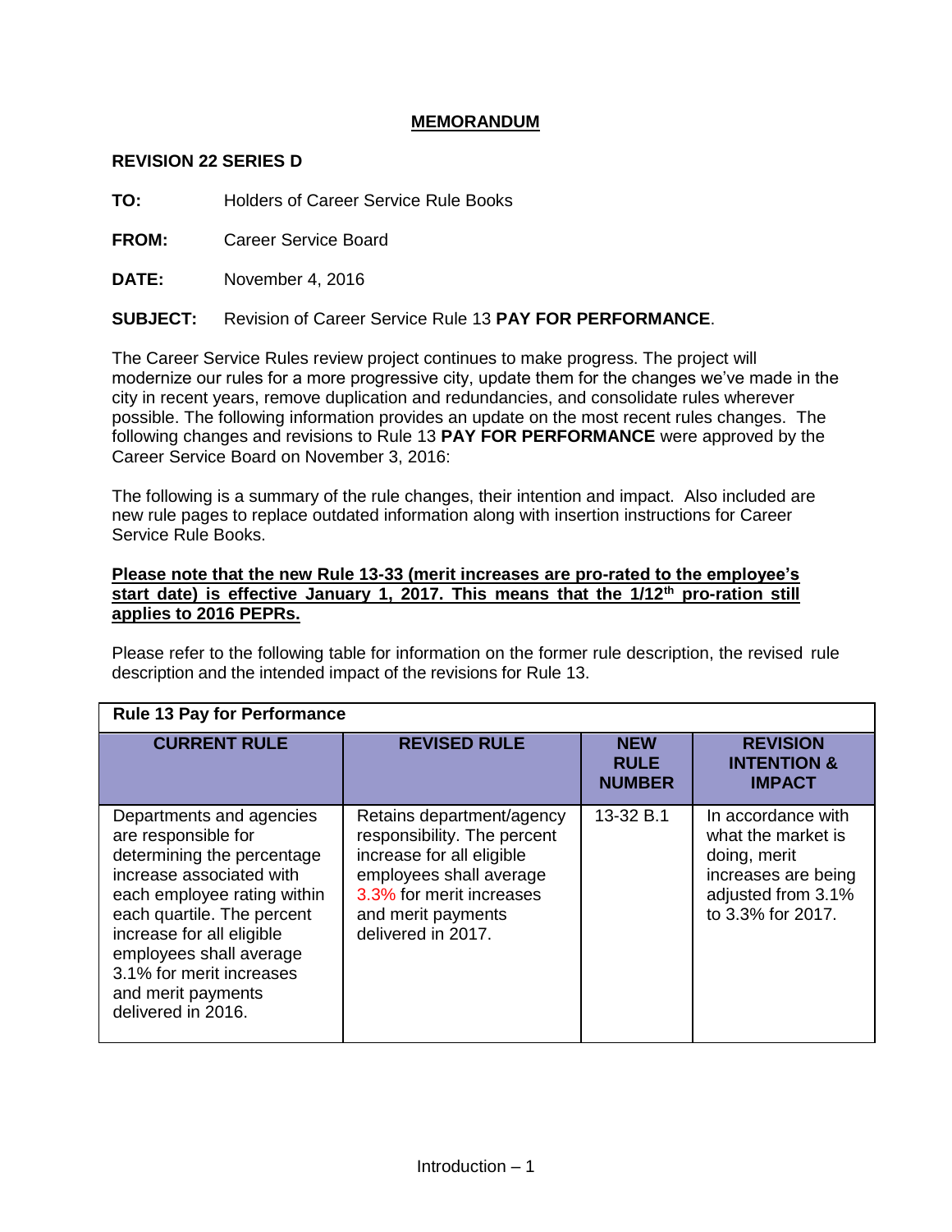# MEMORANDUM

**REVISION 22 SERIES D**

**TO:** Holders of Career Service Rule Books

**FROM:** Career Service Board

**DATE:** November 4, 2016

**SUBJECT:** Revision of Career Service Rule 13 **PAY FOR PERFORMANCE**.

The Career Service Rules review project continues to make progress. The project will modernize our rules for a more progressive city, update them for the changes we've made in the city in recent years, remove duplication and redundancies, and consolidate rules wherever possible. The following information provides an update on the most recent rules changes. The following changes and revisions to Rule 13 **PAY FOR PERFORMANCE** were approved by the Career Service Board on November 3, 2016:

The following is a summary of the rule changes, their intention and impact. Also included are new rule pages to replace outdated information along with insertion instructions for Career Service Rule Books.

**Please note that the new Rule 13-33 (merit increases are pro-rated to the employee's start date) is effective January 1, 2017. This means that the 1/12th pro-ration still applies to 2016 PEPRs.**

Please refer to the following table for information on the former rule description, the revised rule description and the intended impact of the revisions for Rule 13.

**Rule 13 Pay for Performance**

| CURRENT RULE | REVISED RULE | NEW RULE NUMBER | REVISION INTENTION & IMPACT |
|---|---|---|---|
| Departments and agencies are responsible for determining the percentage increase associated with each employee rating within each quartile. The percent increase for all eligible employees shall average 3.1% for merit increases and merit payments delivered in 2016. | Retains department/agency responsibility. The percent increase for all eligible employees shall average 3.3% for merit increases and merit payments delivered in 2017. | 13-32 B.1 | In accordance with what the market is doing, merit increases are being adjusted from 3.1% to 3.3% for 2017. |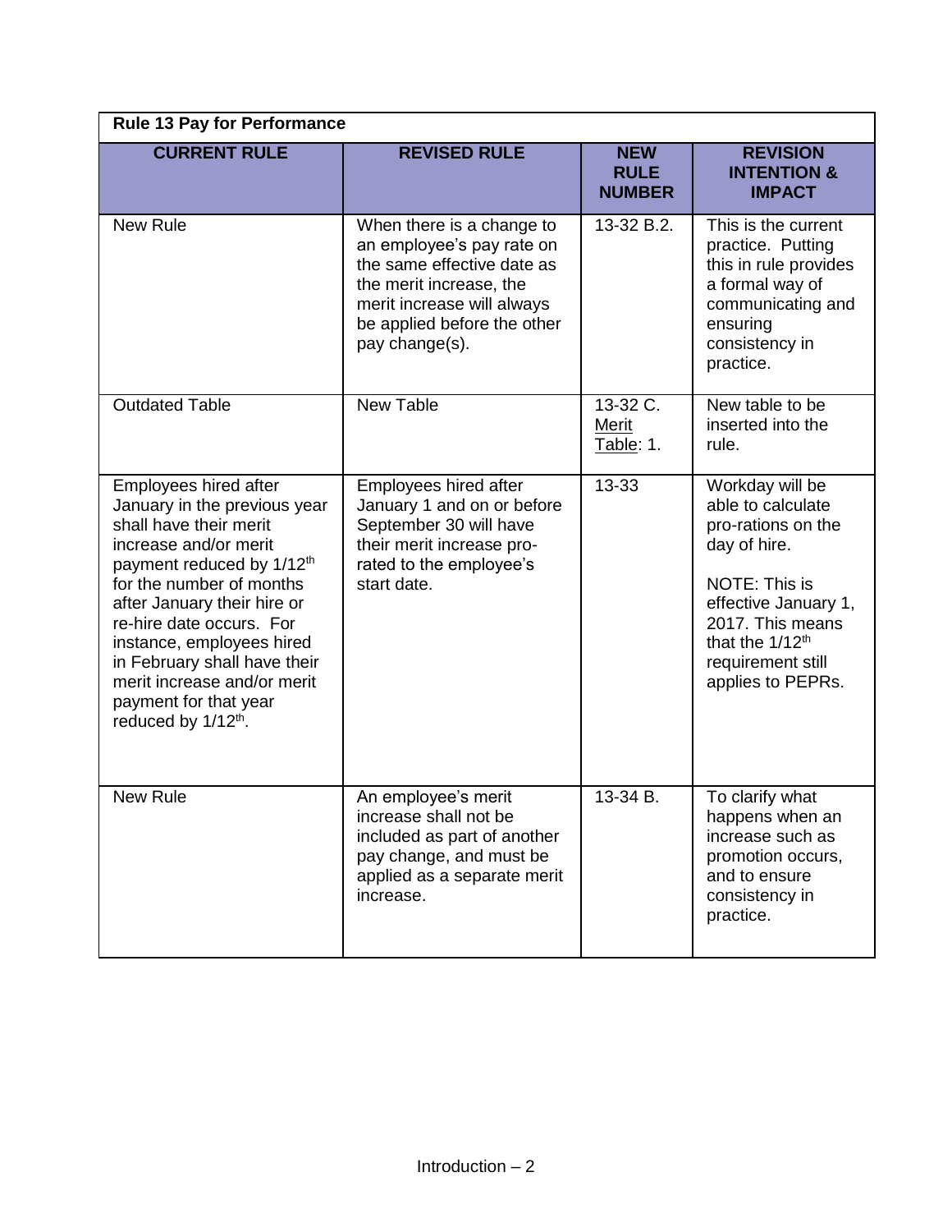| **Rule 13 Pay for Performance** | | | |
|---|---|---|---|
| **CURRENT RULE** | **REVISED RULE** | **NEW RULE NUMBER** | **REVISION INTENTION & IMPACT** |
| New Rule | When there is a change to an employee's pay rate on the same effective date as the merit increase, the merit increase will always be applied before the other pay change(s). | 13-32 B.2. | This is the current practice. Putting this in rule provides a formal way of communicating and ensuring consistency in practice. |
| Outdated Table | New Table | 13-32 C. Merit Table: 1. | New table to be inserted into the rule. |
| Employees hired after January in the previous year shall have their merit increase and/or merit payment reduced by 1/12th for the number of months after January their hire or re-hire date occurs. For instance, employees hired in February shall have their merit increase and/or merit payment for that year reduced by 1/12th. | Employees hired after January 1 and on or before September 30 will have their merit increase pro-rated to the employee's start date. | 13-33 | Workday will be able to calculate pro-rations on the day of hire. NOTE: This is effective January 1, 2017. This means that the 1/12th requirement still applies to PEPRs. |
| New Rule | An employee's merit increase shall not be included as part of another pay change, and must be applied as a separate merit increase. | 13-34 B. | To clarify what happens when an increase such as promotion occurs, and to ensure consistency in practice. |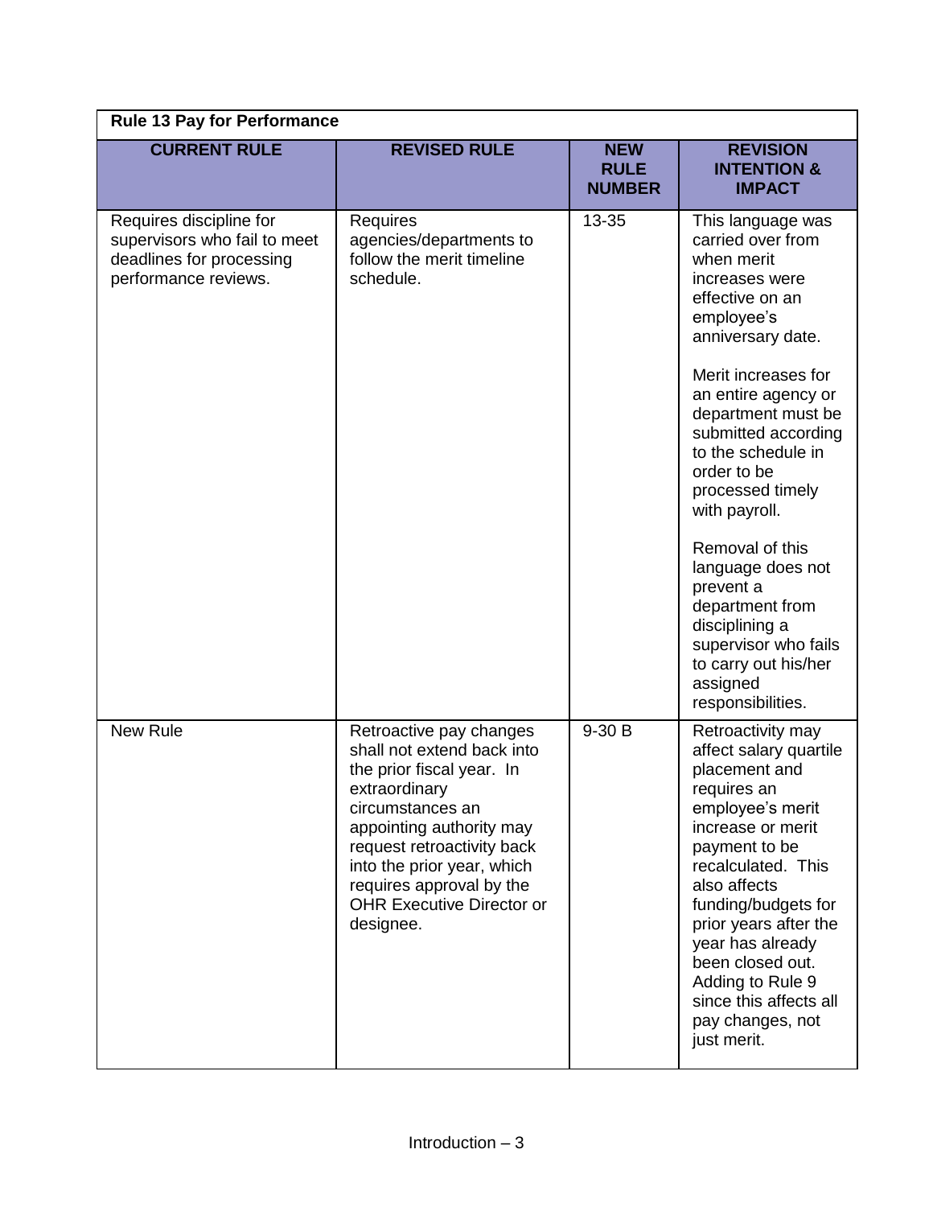| Rule 13 Pay for Performance | | | |
|---|---|---|---|
| **CURRENT RULE** | **REVISED RULE** | **NEW RULE NUMBER** | **REVISION INTENTION & IMPACT** |
| Requires discipline for supervisors who fail to meet deadlines for processing performance reviews. | Requires agencies/departments to follow the merit timeline schedule. | 13-35 | This language was carried over from when merit increases were effective on an employee's anniversary date.<br><br>Merit increases for an entire agency or department must be submitted according to the schedule in order to be processed timely with payroll.<br><br>Removal of this language does not prevent a department from disciplining a supervisor who fails to carry out his/her assigned responsibilities. |
| New Rule | Retroactive pay changes shall not extend back into the prior fiscal year. In extraordinary circumstances an appointing authority may request retroactivity back into the prior year, which requires approval by the OHR Executive Director or designee. | 9-30 B | Retroactivity may affect salary quartile placement and requires an employee's merit increase or merit payment to be recalculated. This also affects funding/budgets for prior years after the year has already been closed out. Adding to Rule 9 since this affects all pay changes, not just merit. |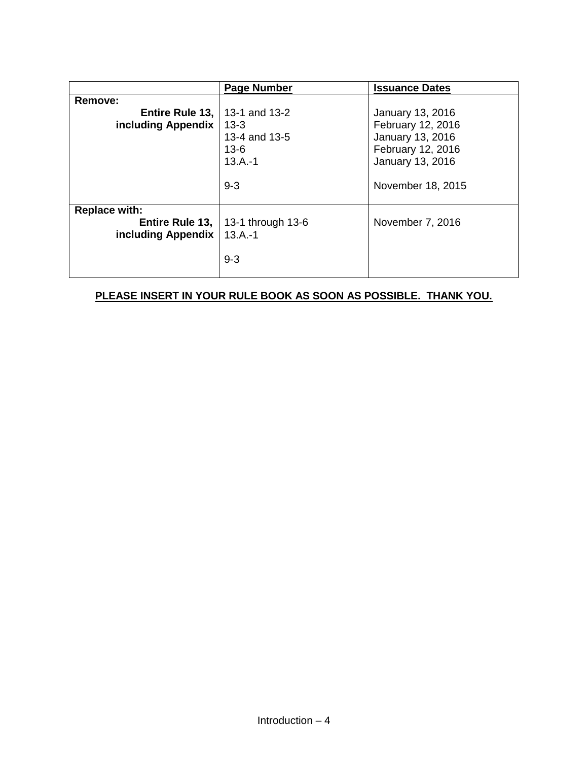| | Page Number | Issuance Dates |
|---|---|---|
| **Remove:** | | |
| **Entire Rule 13, including Appendix** | 13-1 and 13-2 | January 13, 2016 |
| | 13-3 | February 12, 2016 |
| | 13-4 and 13-5 | January 13, 2016 |
| | 13-6 | February 12, 2016 |
| | 13.A.-1 | January 13, 2016 |
| | 9-3 | November 18, 2015 |
| **Replace with:** | | |
| **Entire Rule 13, including Appendix** | 13-1 through 13-6 | November 7, 2016 |
| | 13.A.-1 | |
| | 9-3 | |

**PLEASE INSERT IN YOUR RULE BOOK AS SOON AS POSSIBLE. THANK YOU.**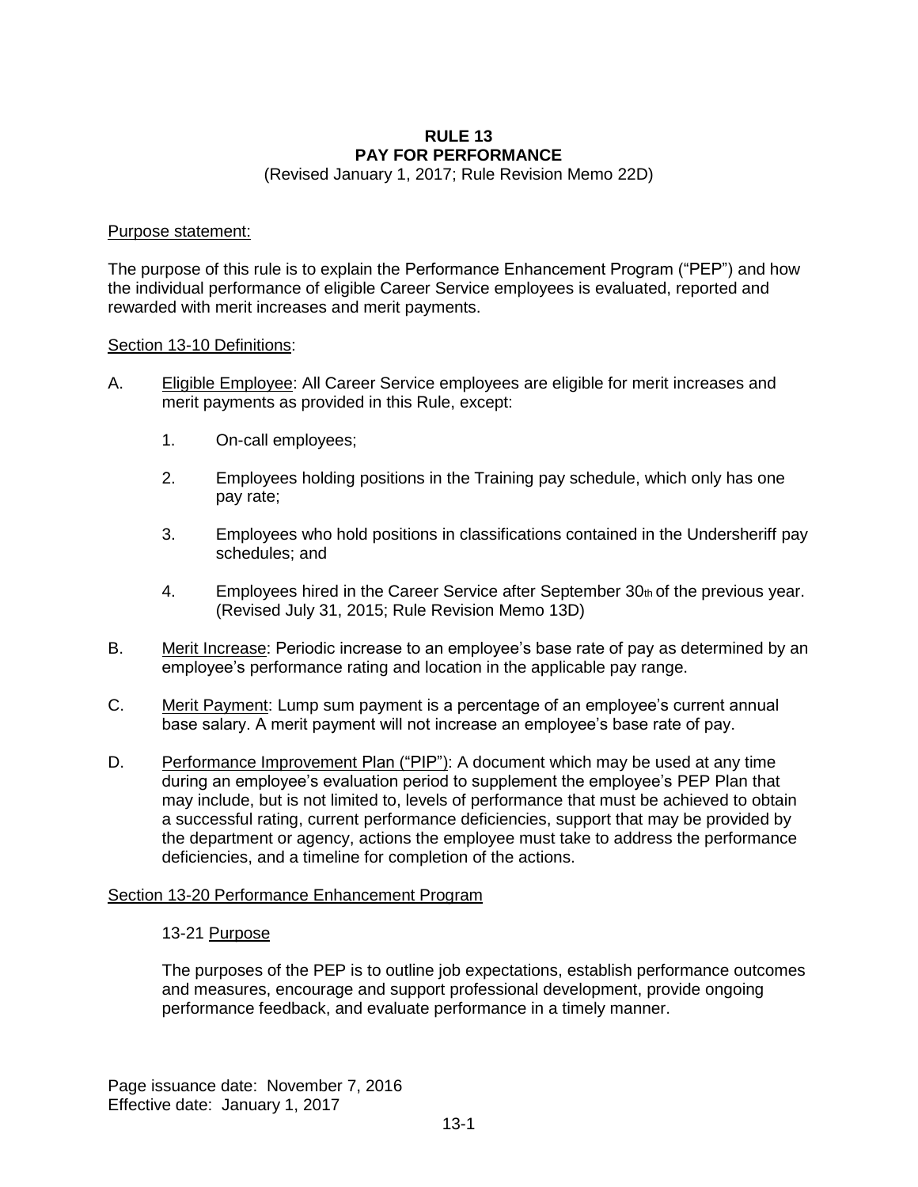# RULE 13
# PAY FOR PERFORMANCE

(Revised January 1, 2017; Rule Revision Memo 22D)

Purpose statement:

The purpose of this rule is to explain the Performance Enhancement Program ("PEP") and how the individual performance of eligible Career Service employees is evaluated, reported and rewarded with merit increases and merit payments.

Section 13-10 Definitions:

A. Eligible Employee: All Career Service employees are eligible for merit increases and merit payments as provided in this Rule, except:

   1. On-call employees;

   2. Employees holding positions in the Training pay schedule, which only has one pay rate;

   3. Employees who hold positions in classifications contained in the Undersheriff pay schedules; and

   4. Employees hired in the Career Service after September 30th of the previous year. (Revised July 31, 2015; Rule Revision Memo 13D)

B. Merit Increase: Periodic increase to an employee's base rate of pay as determined by an employee's performance rating and location in the applicable pay range.

C. Merit Payment: Lump sum payment is a percentage of an employee's current annual base salary. A merit payment will not increase an employee's base rate of pay.

D. Performance Improvement Plan ("PIP"): A document which may be used at any time during an employee's evaluation period to supplement the employee's PEP Plan that may include, but is not limited to, levels of performance that must be achieved to obtain a successful rating, current performance deficiencies, support that may be provided by the department or agency, actions the employee must take to address the performance deficiencies, and a timeline for completion of the actions.

Section 13-20 Performance Enhancement Program

13-21 Purpose

The purposes of the PEP is to outline job expectations, establish performance outcomes and measures, encourage and support professional development, provide ongoing performance feedback, and evaluate performance in a timely manner.

Page issuance date: November 7, 2016
Effective date: January 1, 2017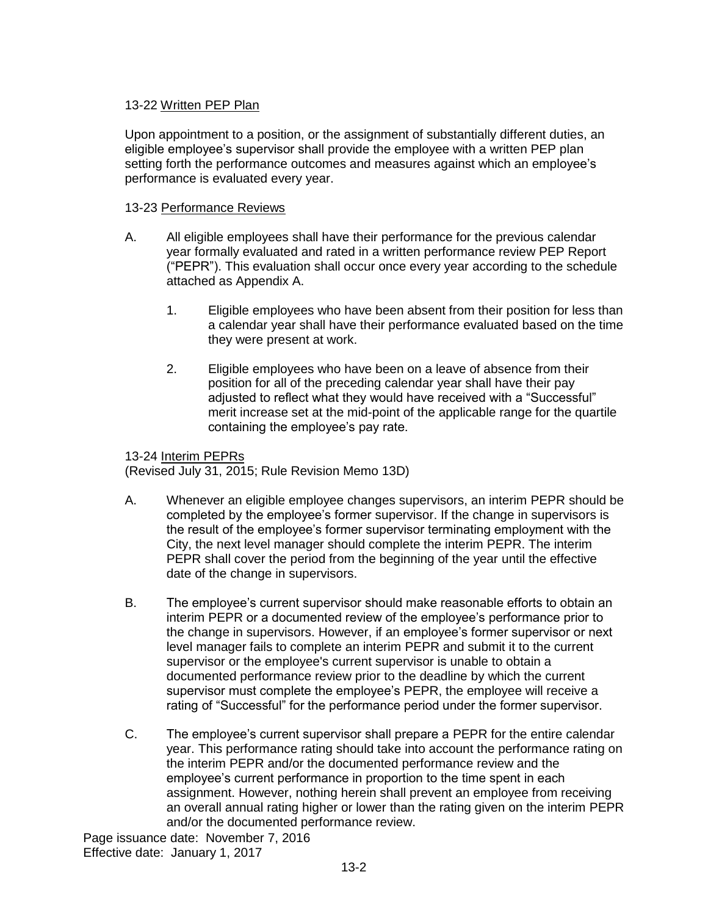### 13-22 Written PEP Plan

Upon appointment to a position, or the assignment of substantially different duties, an eligible employee's supervisor shall provide the employee with a written PEP plan setting forth the performance outcomes and measures against which an employee's performance is evaluated every year.

### 13-23 Performance Reviews

A. All eligible employees shall have their performance for the previous calendar year formally evaluated and rated in a written performance review PEP Report ("PEPR"). This evaluation shall occur once every year according to the schedule attached as Appendix A.

   1. Eligible employees who have been absent from their position for less than a calendar year shall have their performance evaluated based on the time they were present at work.

   2. Eligible employees who have been on a leave of absence from their position for all of the preceding calendar year shall have their pay adjusted to reflect what they would have received with a "Successful" merit increase set at the mid-point of the applicable range for the quartile containing the employee's pay rate.

### 13-24 Interim PEPRs

(Revised July 31, 2015; Rule Revision Memo 13D)

A. Whenever an eligible employee changes supervisors, an interim PEPR should be completed by the employee's former supervisor. If the change in supervisors is the result of the employee's former supervisor terminating employment with the City, the next level manager should complete the interim PEPR. The interim PEPR shall cover the period from the beginning of the year until the effective date of the change in supervisors.

B. The employee's current supervisor should make reasonable efforts to obtain an interim PEPR or a documented review of the employee's performance prior to the change in supervisors. However, if an employee's former supervisor or next level manager fails to complete an interim PEPR and submit it to the current supervisor or the employee's current supervisor is unable to obtain a documented performance review prior to the deadline by which the current supervisor must complete the employee's PEPR, the employee will receive a rating of "Successful" for the performance period under the former supervisor.

C. The employee's current supervisor shall prepare a PEPR for the entire calendar year. This performance rating should take into account the performance rating on the interim PEPR and/or the documented performance review and the employee's current performance in proportion to the time spent in each assignment. However, nothing herein shall prevent an employee from receiving an overall annual rating higher or lower than the rating given on the interim PEPR and/or the documented performance review.

Page issuance date: November 7, 2016
Effective date: January 1, 2017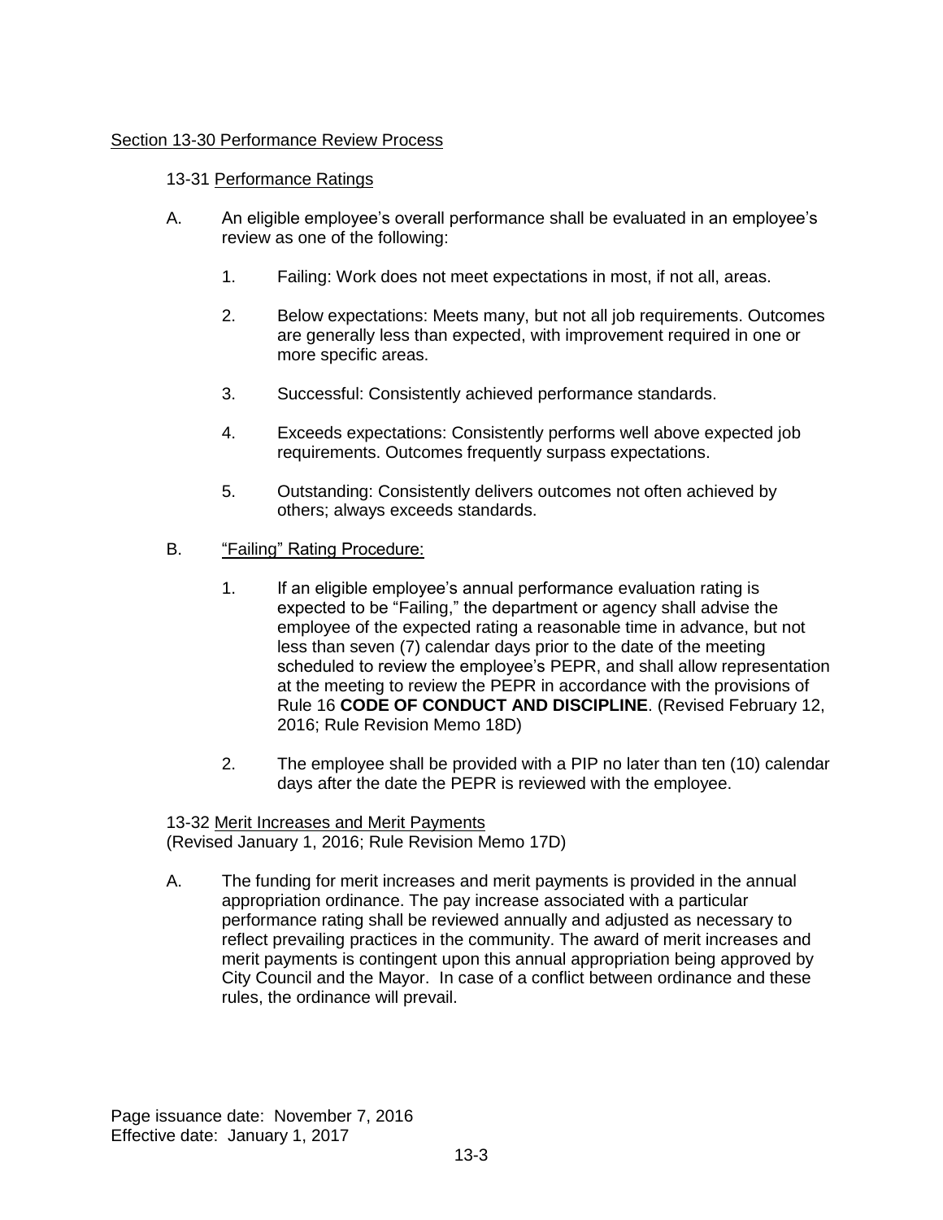## Section 13-30 Performance Review Process

### 13-31 Performance Ratings

A. An eligible employee's overall performance shall be evaluated in an employee's review as one of the following:

1. Failing: Work does not meet expectations in most, if not all, areas.

2. Below expectations: Meets many, but not all job requirements. Outcomes are generally less than expected, with improvement required in one or more specific areas.

3. Successful: Consistently achieved performance standards.

4. Exceeds expectations: Consistently performs well above expected job requirements. Outcomes frequently surpass expectations.

5. Outstanding: Consistently delivers outcomes not often achieved by others; always exceeds standards.

B. "Failing" Rating Procedure:

1. If an eligible employee's annual performance evaluation rating is expected to be "Failing," the department or agency shall advise the employee of the expected rating a reasonable time in advance, but not less than seven (7) calendar days prior to the date of the meeting scheduled to review the employee's PEPR, and shall allow representation at the meeting to review the PEPR in accordance with the provisions of Rule 16 **CODE OF CONDUCT AND DISCIPLINE**. (Revised February 12, 2016; Rule Revision Memo 18D)

2. The employee shall be provided with a PIP no later than ten (10) calendar days after the date the PEPR is reviewed with the employee.

### 13-32 Merit Increases and Merit Payments

(Revised January 1, 2016; Rule Revision Memo 17D)

A. The funding for merit increases and merit payments is provided in the annual appropriation ordinance. The pay increase associated with a particular performance rating shall be reviewed annually and adjusted as necessary to reflect prevailing practices in the community. The award of merit increases and merit payments is contingent upon this annual appropriation being approved by City Council and the Mayor. In case of a conflict between ordinance and these rules, the ordinance will prevail.

Page issuance date: November 7, 2016
Effective date: January 1, 2017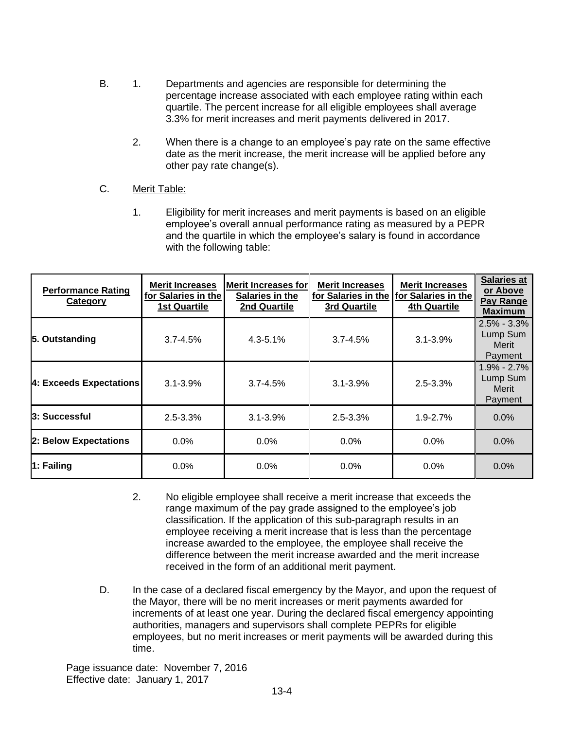B. 1. Departments and agencies are responsible for determining the percentage increase associated with each employee rating within each quartile. The percent increase for all eligible employees shall average 3.3% for merit increases and merit payments delivered in 2017.

2. When there is a change to an employee's pay rate on the same effective date as the merit increase, the merit increase will be applied before any other pay rate change(s).

C. Merit Table:

1. Eligibility for merit increases and merit payments is based on an eligible employee's overall annual performance rating as measured by a PEPR and the quartile in which the employee's salary is found in accordance with the following table:

| Performance Rating Category | Merit Increases for Salaries in the 1st Quartile | Merit Increases for Salaries in the 2nd Quartile | Merit Increases for Salaries in the 3rd Quartile | Merit Increases for Salaries in the 4th Quartile | Salaries at or Above Pay Range Maximum |
|---|---|---|---|---|---|
| **5. Outstanding** | 3.7-4.5% | 4.3-5.1% | 3.7-4.5% | 3.1-3.9% | 2.5% - 3.3% Lump Sum Merit Payment |
| **4: Exceeds Expectations** | 3.1-3.9% | 3.7-4.5% | 3.1-3.9% | 2.5-3.3% | 1.9% - 2.7% Lump Sum Merit Payment |
| **3: Successful** | 2.5-3.3% | 3.1-3.9% | 2.5-3.3% | 1.9-2.7% | 0.0% |
| **2: Below Expectations** | 0.0% | 0.0% | 0.0% | 0.0% | 0.0% |
| **1: Failing** | 0.0% | 0.0% | 0.0% | 0.0% | 0.0% |

2. No eligible employee shall receive a merit increase that exceeds the range maximum of the pay grade assigned to the employee's job classification. If the application of this sub-paragraph results in an employee receiving a merit increase that is less than the percentage increase awarded to the employee, the employee shall receive the difference between the merit increase awarded and the merit increase received in the form of an additional merit payment.

D. In the case of a declared fiscal emergency by the Mayor, and upon the request of the Mayor, there will be no merit increases or merit payments awarded for increments of at least one year. During the declared fiscal emergency appointing authorities, managers and supervisors shall complete PEPRs for eligible employees, but no merit increases or merit payments will be awarded during this time.

Page issuance date: November 7, 2016
Effective date: January 1, 2017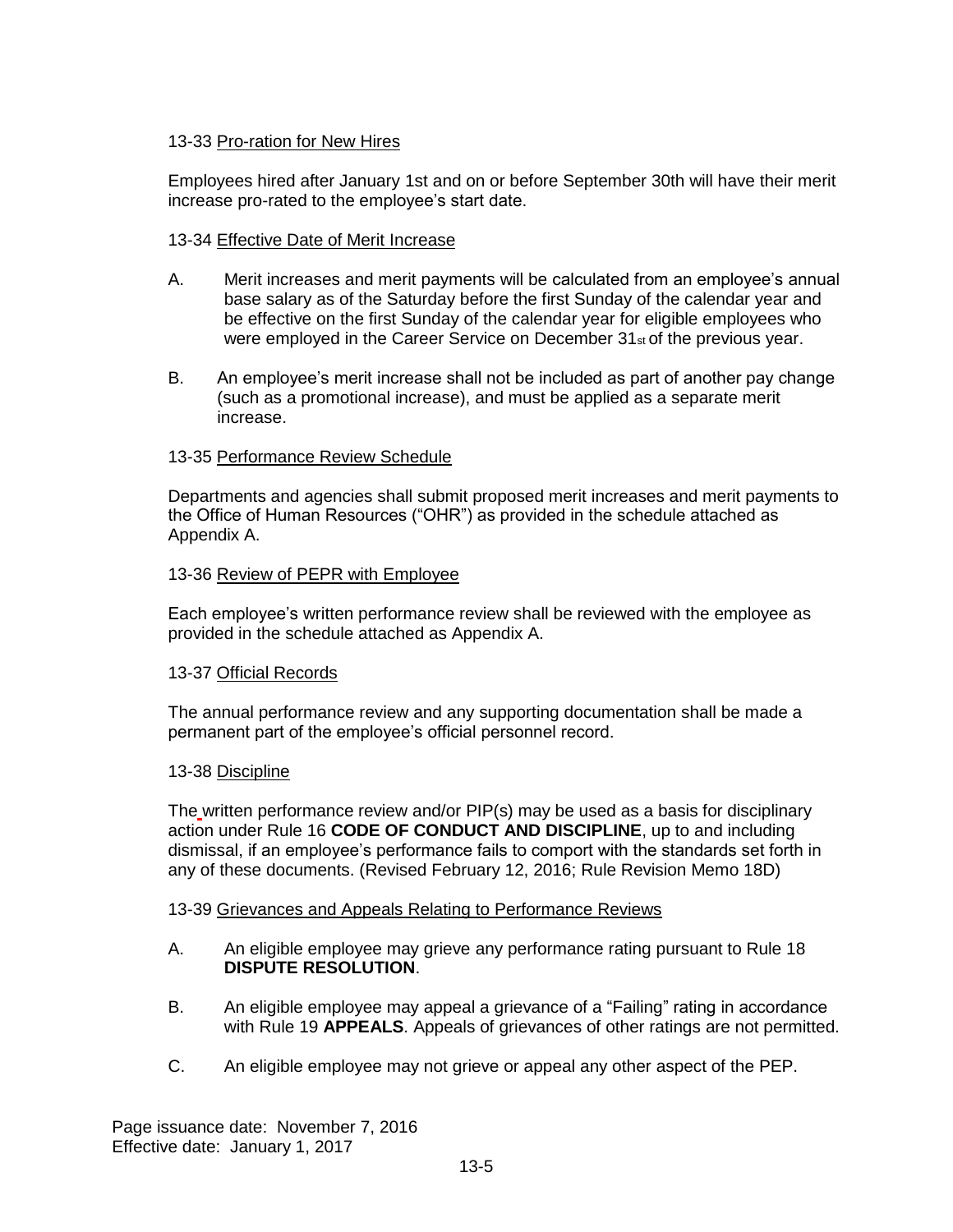13-33 Pro-ration for New Hires

Employees hired after January 1st and on or before September 30th will have their merit increase pro-rated to the employee's start date.

13-34 Effective Date of Merit Increase

A. Merit increases and merit payments will be calculated from an employee's annual base salary as of the Saturday before the first Sunday of the calendar year and be effective on the first Sunday of the calendar year for eligible employees who were employed in the Career Service on December 31st of the previous year.

B. An employee's merit increase shall not be included as part of another pay change (such as a promotional increase), and must be applied as a separate merit increase.

13-35 Performance Review Schedule

Departments and agencies shall submit proposed merit increases and merit payments to the Office of Human Resources ("OHR") as provided in the schedule attached as Appendix A.

13-36 Review of PEPR with Employee

Each employee's written performance review shall be reviewed with the employee as provided in the schedule attached as Appendix A.

13-37 Official Records

The annual performance review and any supporting documentation shall be made a permanent part of the employee's official personnel record.

13-38 Discipline

The written performance review and/or PIP(s) may be used as a basis for disciplinary action under Rule 16 **CODE OF CONDUCT AND DISCIPLINE**, up to and including dismissal, if an employee's performance fails to comport with the standards set forth in any of these documents. (Revised February 12, 2016; Rule Revision Memo 18D)

13-39 Grievances and Appeals Relating to Performance Reviews

A. An eligible employee may grieve any performance rating pursuant to Rule 18 **DISPUTE RESOLUTION**.

B. An eligible employee may appeal a grievance of a "Failing" rating in accordance with Rule 19 **APPEALS**. Appeals of grievances of other ratings are not permitted.

C. An eligible employee may not grieve or appeal any other aspect of the PEP.

Page issuance date: November 7, 2016
Effective date: January 1, 2017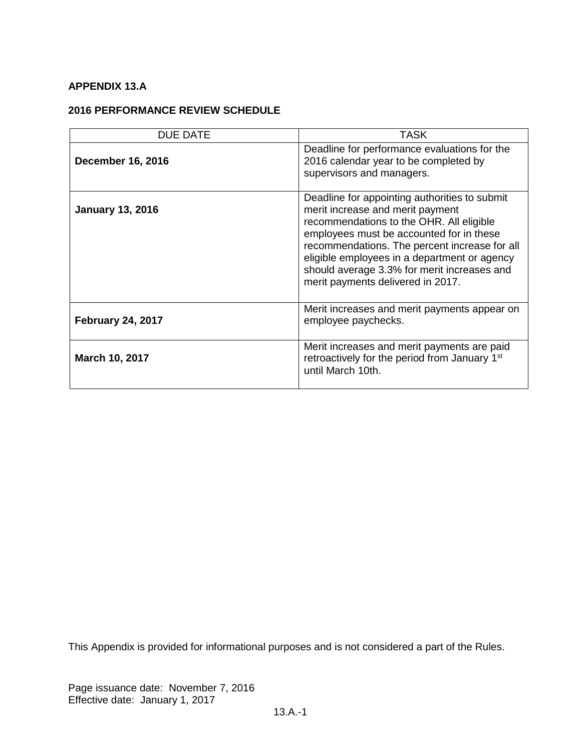**APPENDIX 13.A**

**2016 PERFORMANCE REVIEW SCHEDULE**

| DUE DATE | TASK |
| --- | --- |
| **December 16, 2016** | Deadline for performance evaluations for the 2016 calendar year to be completed by supervisors and managers. |
| **January 13, 2016** | Deadline for appointing authorities to submit merit increase and merit payment recommendations to the OHR. All eligible employees must be accounted for in these recommendations. The percent increase for all eligible employees in a department or agency should average 3.3% for merit increases and merit payments delivered in 2017. |
| **February 24, 2017** | Merit increases and merit payments appear on employee paychecks. |
| **March 10, 2017** | Merit increases and merit payments are paid retroactively for the period from January 1st until March 10th. |

This Appendix is provided for informational purposes and is not considered a part of the Rules.

Page issuance date: November 7, 2016
Effective date: January 1, 2017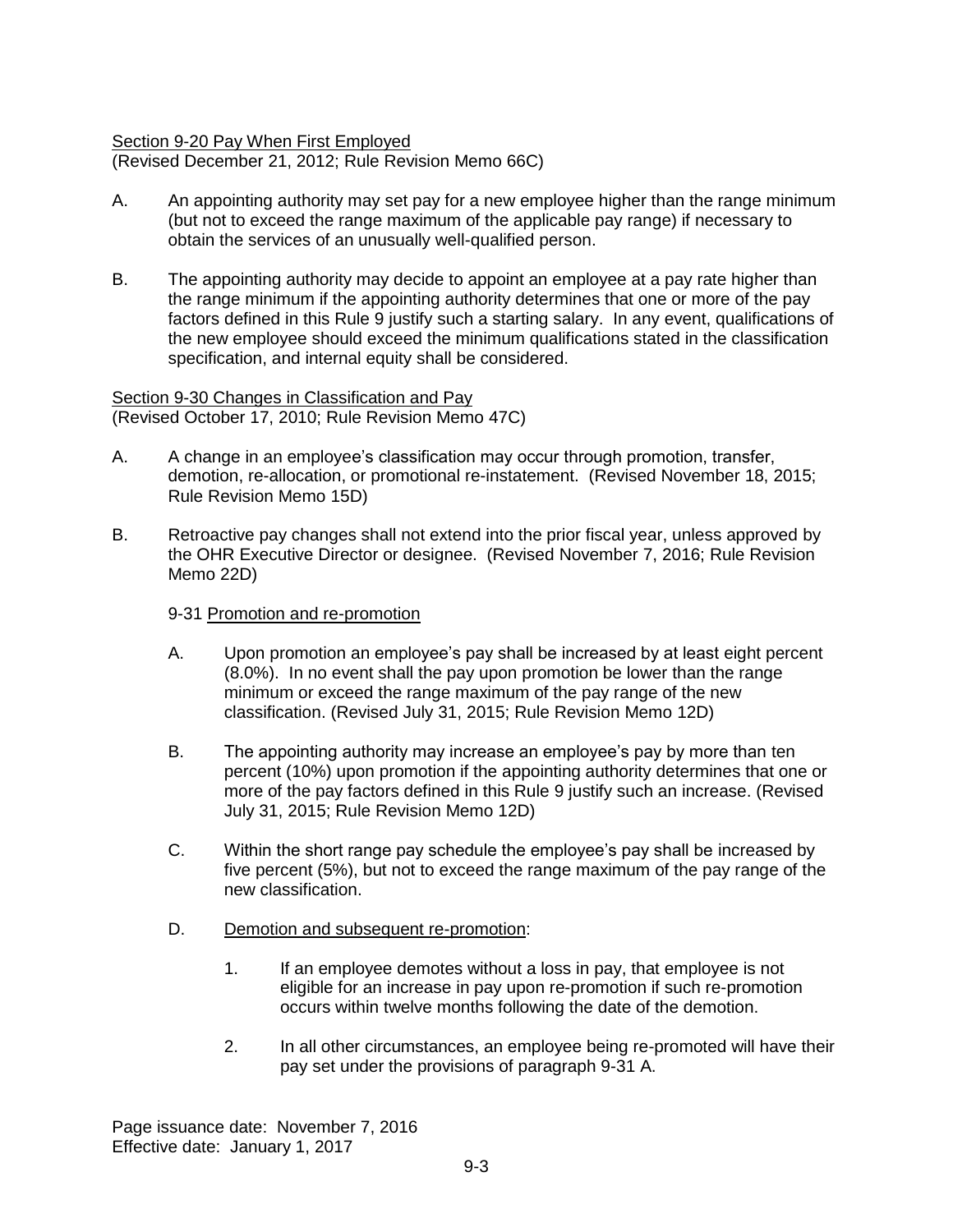Section 9-20 Pay When First Employed
(Revised December 21, 2012; Rule Revision Memo 66C)

A. An appointing authority may set pay for a new employee higher than the range minimum (but not to exceed the range maximum of the applicable pay range) if necessary to obtain the services of an unusually well-qualified person.

B. The appointing authority may decide to appoint an employee at a pay rate higher than the range minimum if the appointing authority determines that one or more of the pay factors defined in this Rule 9 justify such a starting salary. In any event, qualifications of the new employee should exceed the minimum qualifications stated in the classification specification, and internal equity shall be considered.

Section 9-30 Changes in Classification and Pay
(Revised October 17, 2010; Rule Revision Memo 47C)

A. A change in an employee's classification may occur through promotion, transfer, demotion, re-allocation, or promotional re-instatement. (Revised November 18, 2015; Rule Revision Memo 15D)

B. Retroactive pay changes shall not extend into the prior fiscal year, unless approved by the OHR Executive Director or designee. (Revised November 7, 2016; Rule Revision Memo 22D)

9-31 Promotion and re-promotion

A. Upon promotion an employee's pay shall be increased by at least eight percent (8.0%). In no event shall the pay upon promotion be lower than the range minimum or exceed the range maximum of the pay range of the new classification. (Revised July 31, 2015; Rule Revision Memo 12D)

B. The appointing authority may increase an employee's pay by more than ten percent (10%) upon promotion if the appointing authority determines that one or more of the pay factors defined in this Rule 9 justify such an increase. (Revised July 31, 2015; Rule Revision Memo 12D)

C. Within the short range pay schedule the employee's pay shall be increased by five percent (5%), but not to exceed the range maximum of the pay range of the new classification.

D. Demotion and subsequent re-promotion:

1. If an employee demotes without a loss in pay, that employee is not eligible for an increase in pay upon re-promotion if such re-promotion occurs within twelve months following the date of the demotion.

2. In all other circumstances, an employee being re-promoted will have their pay set under the provisions of paragraph 9-31 A.

Page issuance date: November 7, 2016
Effective date: January 1, 2017